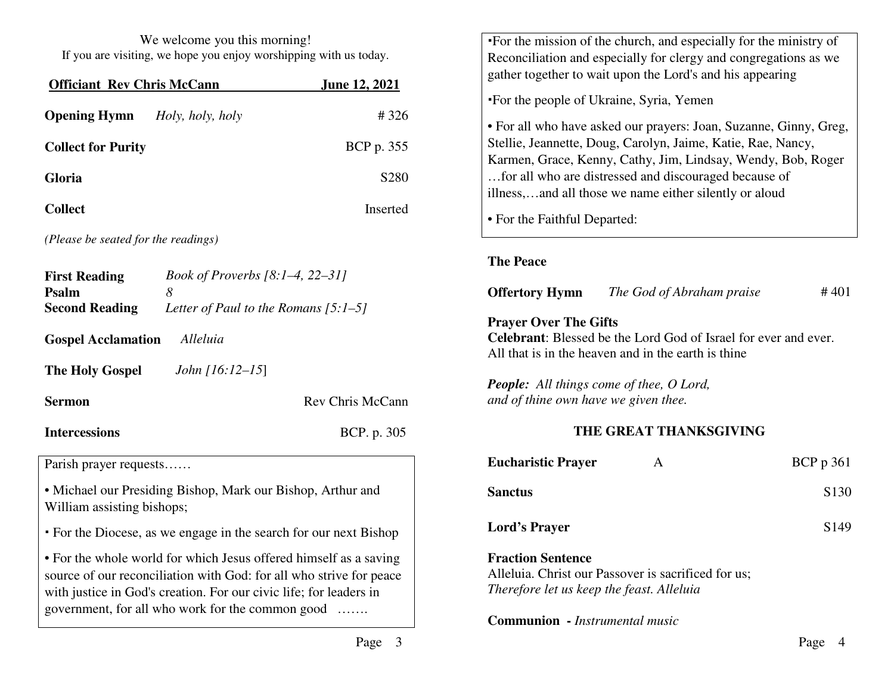We welcome you this morning!
If you are visiting, we hope you enjoy worshipping with us today.

**Officiant Rev Chris McCann** **June 12, 2021**

**Opening Hymn** *Holy, holy, holy* # 326

**Collect for Purity** BCP p. 355

**Gloria** S280

**Collect** Inserted

*(Please be seated for the readings)*

**First Reading** *Book of Proverbs [8:1–4, 22–31]*
**Psalm** *8*
**Second Reading** *Letter of Paul to the Romans [5:1–5]*

**Gospel Acclamation** *Alleluia*

**The Holy Gospel** *John [16:12–15*]

**Sermon** Rev Chris McCann

**Intercessions** BCP. p. 305

Parish prayer requests……

- Michael our Presiding Bishop, Mark our Bishop, Arthur and William assisting bishops;
- For the Diocese, as we engage in the search for our next Bishop
- For the whole world for which Jesus offered himself as a saving source of our reconciliation with God: for all who strive for peace with justice in God's creation. For our civic life; for leaders in government, for all who work for the common good …….
- For the mission of the church, and especially for the ministry of Reconciliation and especially for clergy and congregations as we gather together to wait upon the Lord's and his appearing
- For the people of Ukraine, Syria, Yemen
- For all who have asked our prayers: Joan, Suzanne, Ginny, Greg, Stellie, Jeannette, Doug, Carolyn, Jaime, Katie, Rae, Nancy, Karmen, Grace, Kenny, Cathy, Jim, Lindsay, Wendy, Bob, Roger …for all who are distressed and discouraged because of illness,…and all those we name either silently or aloud
- For the Faithful Departed:

**The Peace**

**Offertory Hymn** *The God of Abraham praise* # 401

**Prayer Over The Gifts**
**Celebrant**: Blessed be the Lord God of Israel for ever and ever. All that is in the heaven and in the earth is thine

***People:*** *All things come of thee, O Lord, and of thine own have we given thee.*

## THE GREAT THANKSGIVING

**Eucharistic Prayer** A BCP p 361

**Sanctus** S130

**Lord's Prayer** S149

**Fraction Sentence**
Alleluia. Christ our Passover is sacrificed for us;
*Therefore let us keep the feast. Alleluia*

**Communion -** *Instrumental music*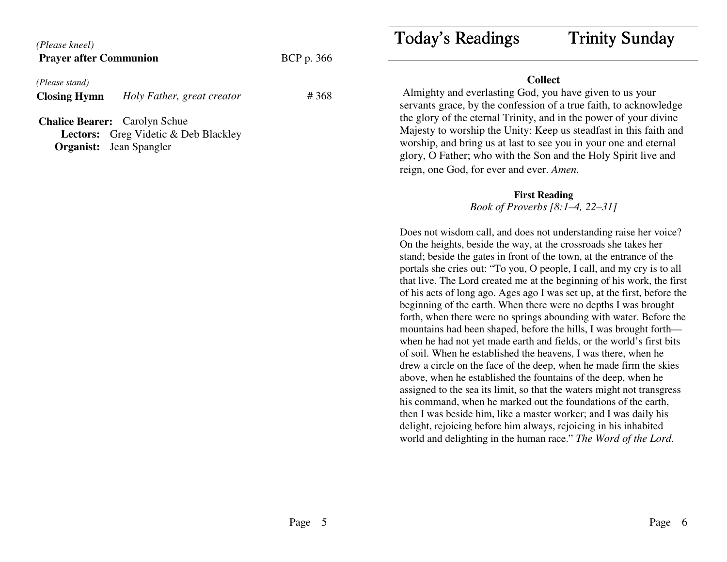*(Please kneel)*

**Prayer after Communion** BCP p. 366

*(Please stand)*

**Closing Hymn** *Holy Father, great creator* # 368

**Chalice Bearer:** Carolyn Schue
**Lectors:** Greg Videtic & Deb Blackley
**Organist:** Jean Spangler

# Today's Readings Trinity Sunday

**Collect**

Almighty and everlasting God, you have given to us your servants grace, by the confession of a true faith, to acknowledge the glory of the eternal Trinity, and in the power of your divine Majesty to worship the Unity: Keep us steadfast in this faith and worship, and bring us at last to see you in your one and eternal glory, O Father; who with the Son and the Holy Spirit live and reign, one God, for ever and ever. *Amen.*

**First Reading**
*Book of Proverbs [8:1–4, 22–31]*

Does not wisdom call, and does not understanding raise her voice? On the heights, beside the way, at the crossroads she takes her stand; beside the gates in front of the town, at the entrance of the portals she cries out: "To you, O people, I call, and my cry is to all that live. The Lord created me at the beginning of his work, the first of his acts of long ago. Ages ago I was set up, at the first, before the beginning of the earth. When there were no depths I was brought forth, when there were no springs abounding with water. Before the mountains had been shaped, before the hills, I was brought forth—when he had not yet made earth and fields, or the world's first bits of soil. When he established the heavens, I was there, when he drew a circle on the face of the deep, when he made firm the skies above, when he established the fountains of the deep, when he assigned to the sea its limit, so that the waters might not transgress his command, when he marked out the foundations of the earth, then I was beside him, like a master worker; and I was daily his delight, rejoicing before him always, rejoicing in his inhabited world and delighting in the human race." *The Word of the Lord.*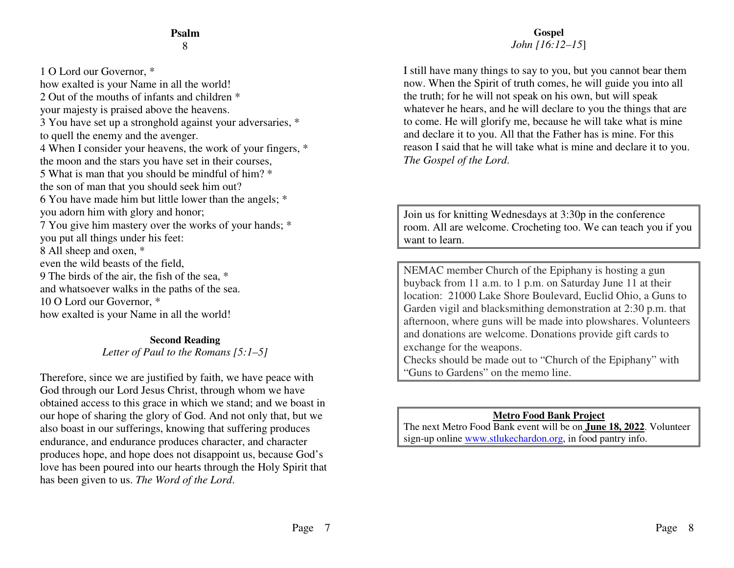## Psalm

8

1 O Lord our Governor, *
how exalted is your Name in all the world!
2 Out of the mouths of infants and children *
your majesty is praised above the heavens.
3 You have set up a stronghold against your adversaries, *
to quell the enemy and the avenger.
4 When I consider your heavens, the work of your fingers, *
the moon and the stars you have set in their courses,
5 What is man that you should be mindful of him? *
the son of man that you should seek him out?
6 You have made him but little lower than the angels; *
you adorn him with glory and honor;
7 You give him mastery over the works of your hands; *
you put all things under his feet:
8 All sheep and oxen, *
even the wild beasts of the field,
9 The birds of the air, the fish of the sea, *
and whatsoever walks in the paths of the sea.
10 O Lord our Governor, *
how exalted is your Name in all the world!

## Second Reading

*Letter of Paul to the Romans [5:1–5]*

Therefore, since we are justified by faith, we have peace with God through our Lord Jesus Christ, through whom we have obtained access to this grace in which we stand; and we boast in our hope of sharing the glory of God. And not only that, but we also boast in our sufferings, knowing that suffering produces endurance, and endurance produces character, and character produces hope, and hope does not disappoint us, because God's love has been poured into our hearts through the Holy Spirit that has been given to us. *The Word of the Lord.*

## Gospel

*John [16:12–15]*

I still have many things to say to you, but you cannot bear them now. When the Spirit of truth comes, he will guide you into all the truth; for he will not speak on his own, but will speak whatever he hears, and he will declare to you the things that are to come. He will glorify me, because he will take what is mine and declare it to you. All that the Father has is mine. For this reason I said that he will take what is mine and declare it to you. *The Gospel of the Lord.*

Join us for knitting Wednesdays at 3:30p in the conference room. All are welcome. Crocheting too. We can teach you if you want to learn.

NEMAC member Church of the Epiphany is hosting a gun buyback from 11 a.m. to 1 p.m. on Saturday June 11 at their location: 21000 Lake Shore Boulevard, Euclid Ohio, a Guns to Garden vigil and blacksmithing demonstration at 2:30 p.m. that afternoon, where guns will be made into plowshares. Volunteers and donations are welcome. Donations provide gift cards to exchange for the weapons.
Checks should be made out to "Church of the Epiphany" with "Guns to Gardens" on the memo line.

**Metro Food Bank Project**

The next Metro Food Bank event will be on **June 18, 2022**. Volunteer sign-up online www.stlukechardon.org, in food pantry info.